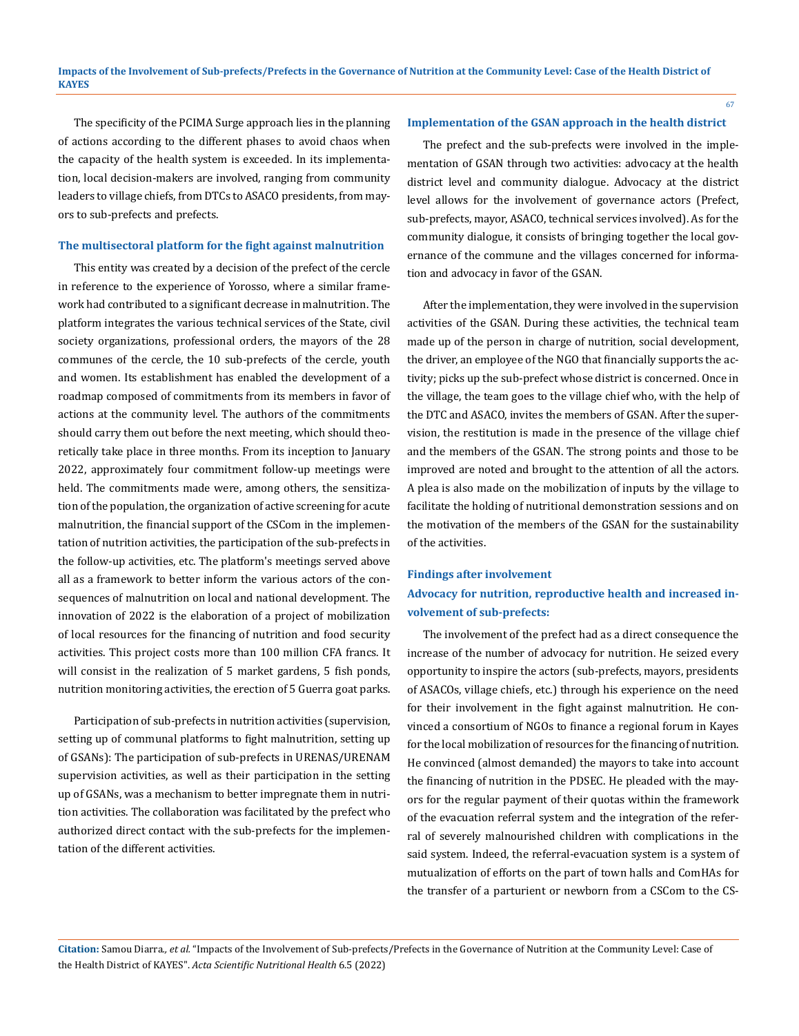The specificity of the PCIMA Surge approach lies in the planning of actions according to the different phases to avoid chaos when the capacity of the health system is exceeded. In its implementation, local decision-makers are involved, ranging from community leaders to village chiefs, from DTCs to ASACO presidents, from mayors to sub-prefects and prefects.

### The multisectoral platform for the fight against malnutrition

This entity was created by a decision of the prefect of the cercle in reference to the experience of Yorosso, where a similar framework had contributed to a significant decrease in malnutrition. The platform integrates the various technical services of the State, civil society organizations, professional orders, the mayors of the 28 communes of the cercle, the 10 sub-prefects of the cercle, youth and women. Its establishment has enabled the development of a roadmap composed of commitments from its members in favor of actions at the community level. The authors of the commitments should carry them out before the next meeting, which should theoretically take place in three months. From its inception to January 2022, approximately four commitment follow-up meetings were held. The commitments made were, among others, the sensitization of the population, the organization of active screening for acute malnutrition, the financial support of the CSCom in the implementation of nutrition activities, the participation of the sub-prefects in the follow-up activities, etc. The platform's meetings served above all as a framework to better inform the various actors of the consequences of malnutrition on local and national development. The innovation of 2022 is the elaboration of a project of mobilization of local resources for the financing of nutrition and food security activities. This project costs more than 100 million CFA francs. It will consist in the realization of 5 market gardens, 5 fish ponds, nutrition monitoring activities, the erection of 5 Guerra goat parks.

Participation of sub-prefects in nutrition activities (supervision, setting up of communal platforms to fight malnutrition, setting up of GSANs): The participation of sub-prefects in URENAS/URENAM supervision activities, as well as their participation in the setting up of GSANs, was a mechanism to better impregnate them in nutrition activities. The collaboration was facilitated by the prefect who authorized direct contact with the sub-prefects for the implementation of the different activities.

### Implementation of the GSAN approach in the health district

The prefect and the sub-prefects were involved in the implementation of GSAN through two activities: advocacy at the health district level and community dialogue. Advocacy at the district level allows for the involvement of governance actors (Prefect, sub-prefects, mayor, ASACO, technical services involved). As for the community dialogue, it consists of bringing together the local governance of the commune and the villages concerned for information and advocacy in favor of the GSAN.

After the implementation, they were involved in the supervision activities of the GSAN. During these activities, the technical team made up of the person in charge of nutrition, social development, the driver, an employee of the NGO that financially supports the activity; picks up the sub-prefect whose district is concerned. Once in the village, the team goes to the village chief who, with the help of the DTC and ASACO, invites the members of GSAN. After the supervision, the restitution is made in the presence of the village chief and the members of the GSAN. The strong points and those to be improved are noted and brought to the attention of all the actors. A plea is also made on the mobilization of inputs by the village to facilitate the holding of nutritional demonstration sessions and on the motivation of the members of the GSAN for the sustainability of the activities.

### Findings after involvement

### Advocacy for nutrition, reproductive health and increased involvement of sub-prefects:

The involvement of the prefect had as a direct consequence the increase of the number of advocacy for nutrition. He seized every opportunity to inspire the actors (sub-prefects, mayors, presidents of ASACOs, village chiefs, etc.) through his experience on the need for their involvement in the fight against malnutrition. He convinced a consortium of NGOs to finance a regional forum in Kayes for the local mobilization of resources for the financing of nutrition. He convinced (almost demanded) the mayors to take into account the financing of nutrition in the PDSEC. He pleaded with the mayors for the regular payment of their quotas within the framework of the evacuation referral system and the integration of the referral of severely malnourished children with complications in the said system. Indeed, the referral-evacuation system is a system of mutualization of efforts on the part of town halls and ComHAs for the transfer of a parturient or newborn from a CSCom to the CS-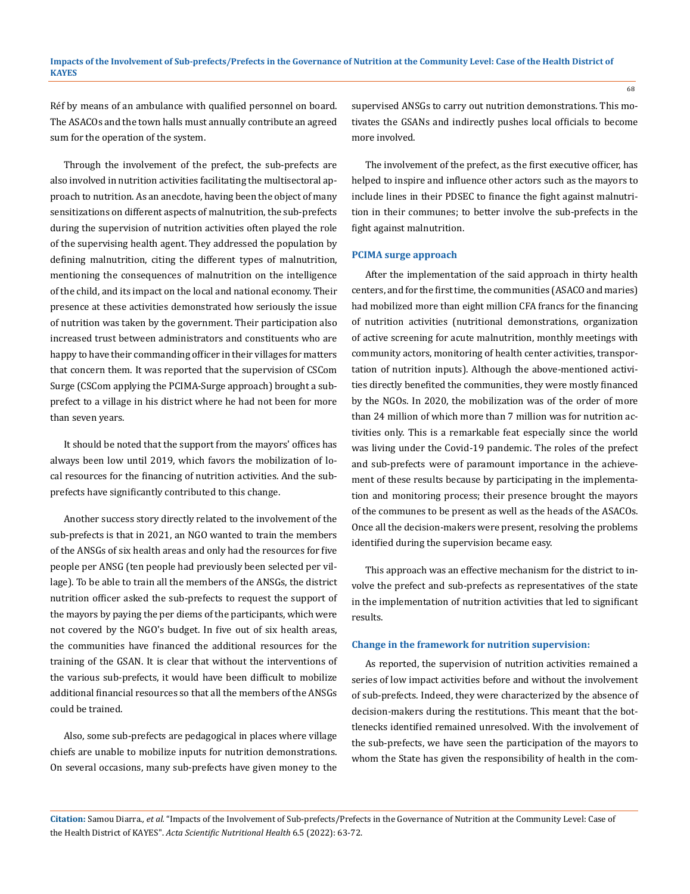Réf by means of an ambulance with qualified personnel on board. The ASACOs and the town halls must annually contribute an agreed sum for the operation of the system.

Through the involvement of the prefect, the sub-prefects are also involved in nutrition activities facilitating the multisectoral approach to nutrition. As an anecdote, having been the object of many sensitizations on different aspects of malnutrition, the sub-prefects during the supervision of nutrition activities often played the role of the supervising health agent. They addressed the population by defining malnutrition, citing the different types of malnutrition, mentioning the consequences of malnutrition on the intelligence of the child, and its impact on the local and national economy. Their presence at these activities demonstrated how seriously the issue of nutrition was taken by the government. Their participation also increased trust between administrators and constituents who are happy to have their commanding officer in their villages for matters that concern them. It was reported that the supervision of CSCom Surge (CSCom applying the PCIMA-Surge approach) brought a sub-prefect to a village in his district where he had not been for more than seven years.

It should be noted that the support from the mayors' offices has always been low until 2019, which favors the mobilization of local resources for the financing of nutrition activities. And the sub-prefects have significantly contributed to this change.

Another success story directly related to the involvement of the sub-prefects is that in 2021, an NGO wanted to train the members of the ANSGs of six health areas and only had the resources for five people per ANSG (ten people had previously been selected per village). To be able to train all the members of the ANSGs, the district nutrition officer asked the sub-prefects to request the support of the mayors by paying the per diems of the participants, which were not covered by the NGO's budget. In five out of six health areas, the communities have financed the additional resources for the training of the GSAN. It is clear that without the interventions of the various sub-prefects, it would have been difficult to mobilize additional financial resources so that all the members of the ANSGs could be trained.

Also, some sub-prefects are pedagogical in places where village chiefs are unable to mobilize inputs for nutrition demonstrations. On several occasions, many sub-prefects have given money to the supervised ANSGs to carry out nutrition demonstrations. This motivates the GSANs and indirectly pushes local officials to become more involved.

The involvement of the prefect, as the first executive officer, has helped to inspire and influence other actors such as the mayors to include lines in their PDSEC to finance the fight against malnutrition in their communes; to better involve the sub-prefects in the fight against malnutrition.

### PCIMA surge approach

After the implementation of the said approach in thirty health centers, and for the first time, the communities (ASACO and maries) had mobilized more than eight million CFA francs for the financing of nutrition activities (nutritional demonstrations, organization of active screening for acute malnutrition, monthly meetings with community actors, monitoring of health center activities, transportation of nutrition inputs). Although the above-mentioned activities directly benefited the communities, they were mostly financed by the NGOs. In 2020, the mobilization was of the order of more than 24 million of which more than 7 million was for nutrition activities only. This is a remarkable feat especially since the world was living under the Covid-19 pandemic. The roles of the prefect and sub-prefects were of paramount importance in the achievement of these results because by participating in the implementation and monitoring process; their presence brought the mayors of the communes to be present as well as the heads of the ASACOs. Once all the decision-makers were present, resolving the problems identified during the supervision became easy.

This approach was an effective mechanism for the district to involve the prefect and sub-prefects as representatives of the state in the implementation of nutrition activities that led to significant results.

### Change in the framework for nutrition supervision:

As reported, the supervision of nutrition activities remained a series of low impact activities before and without the involvement of sub-prefects. Indeed, they were characterized by the absence of decision-makers during the restitutions. This meant that the bottlenecks identified remained unresolved. With the involvement of the sub-prefects, we have seen the participation of the mayors to whom the State has given the responsibility of health in the com-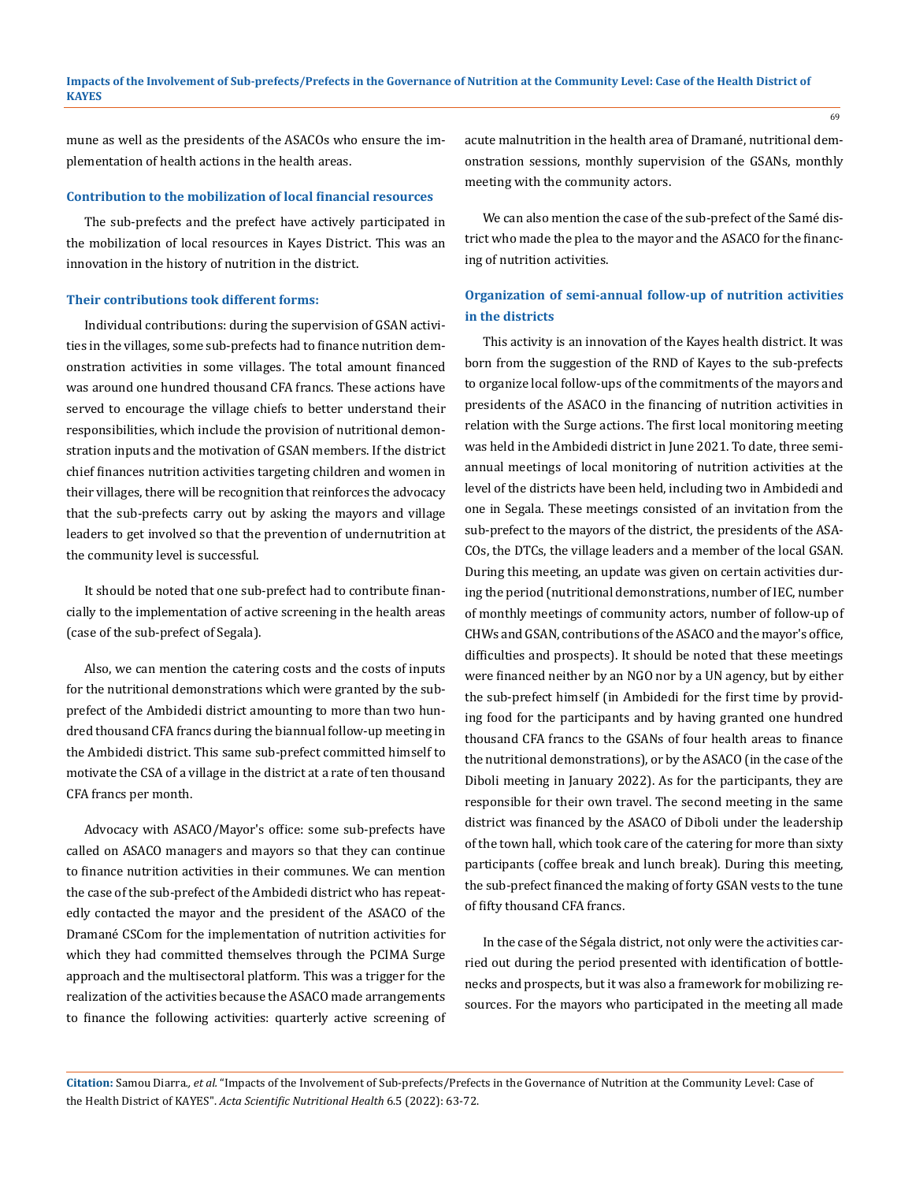mune as well as the presidents of the ASACOs who ensure the implementation of health actions in the health areas.

### Contribution to the mobilization of local financial resources

The sub-prefects and the prefect have actively participated in the mobilization of local resources in Kayes District. This was an innovation in the history of nutrition in the district.

### Their contributions took different forms:

Individual contributions: during the supervision of GSAN activities in the villages, some sub-prefects had to finance nutrition demonstration activities in some villages. The total amount financed was around one hundred thousand CFA francs. These actions have served to encourage the village chiefs to better understand their responsibilities, which include the provision of nutritional demonstration inputs and the motivation of GSAN members. If the district chief finances nutrition activities targeting children and women in their villages, there will be recognition that reinforces the advocacy that the sub-prefects carry out by asking the mayors and village leaders to get involved so that the prevention of undernutrition at the community level is successful.

It should be noted that one sub-prefect had to contribute financially to the implementation of active screening in the health areas (case of the sub-prefect of Segala).

Also, we can mention the catering costs and the costs of inputs for the nutritional demonstrations which were granted by the sub-prefect of the Ambidedi district amounting to more than two hundred thousand CFA francs during the biannual follow-up meeting in the Ambidedi district. This same sub-prefect committed himself to motivate the CSA of a village in the district at a rate of ten thousand CFA francs per month.

Advocacy with ASACO/Mayor's office: some sub-prefects have called on ASACO managers and mayors so that they can continue to finance nutrition activities in their communes. We can mention the case of the sub-prefect of the Ambidedi district who has repeatedly contacted the mayor and the president of the ASACO of the Dramané CSCom for the implementation of nutrition activities for which they had committed themselves through the PCIMA Surge approach and the multisectoral platform. This was a trigger for the realization of the activities because the ASACO made arrangements to finance the following activities: quarterly active screening of acute malnutrition in the health area of Dramané, nutritional demonstration sessions, monthly supervision of the GSANs, monthly meeting with the community actors.

We can also mention the case of the sub-prefect of the Samé district who made the plea to the mayor and the ASACO for the financing of nutrition activities.

### Organization of semi-annual follow-up of nutrition activities in the districts

This activity is an innovation of the Kayes health district. It was born from the suggestion of the RND of Kayes to the sub-prefects to organize local follow-ups of the commitments of the mayors and presidents of the ASACO in the financing of nutrition activities in relation with the Surge actions. The first local monitoring meeting was held in the Ambidedi district in June 2021. To date, three semi-annual meetings of local monitoring of nutrition activities at the level of the districts have been held, including two in Ambidedi and one in Segala. These meetings consisted of an invitation from the sub-prefect to the mayors of the district, the presidents of the ASACOs, the DTCs, the village leaders and a member of the local GSAN. During this meeting, an update was given on certain activities during the period (nutritional demonstrations, number of IEC, number of monthly meetings of community actors, number of follow-up of CHWs and GSAN, contributions of the ASACO and the mayor's office, difficulties and prospects). It should be noted that these meetings were financed neither by an NGO nor by a UN agency, but by either the sub-prefect himself (in Ambidedi for the first time by providing food for the participants and by having granted one hundred thousand CFA francs to the GSANs of four health areas to finance the nutritional demonstrations), or by the ASACO (in the case of the Diboli meeting in January 2022). As for the participants, they are responsible for their own travel. The second meeting in the same district was financed by the ASACO of Diboli under the leadership of the town hall, which took care of the catering for more than sixty participants (coffee break and lunch break). During this meeting, the sub-prefect financed the making of forty GSAN vests to the tune of fifty thousand CFA francs.

In the case of the Ségala district, not only were the activities carried out during the period presented with identification of bottlenecks and prospects, but it was also a framework for mobilizing resources. For the mayors who participated in the meeting all made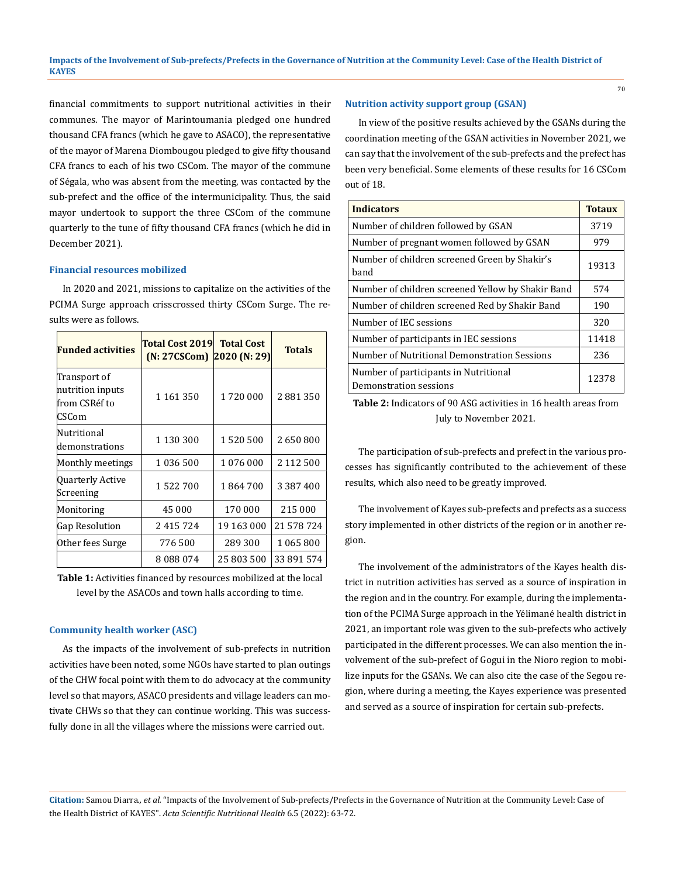financial commitments to support nutritional activities in their communes. The mayor of Marintoumania pledged one hundred thousand CFA francs (which he gave to ASACO), the representative of the mayor of Marena Diombougou pledged to give fifty thousand CFA francs to each of his two CSCom. The mayor of the commune of Ségala, who was absent from the meeting, was contacted by the sub-prefect and the office of the intermunicipality. Thus, the said mayor undertook to support the three CSCom of the commune quarterly to the tune of fifty thousand CFA francs (which he did in December 2021).

### Financial resources mobilized

In 2020 and 2021, missions to capitalize on the activities of the PCIMA Surge approach crisscrossed thirty CSCom Surge. The results were as follows.

| Funded activities | Total Cost 2019 (N: 27CSCom) | Total Cost 2020 (N: 29) | Totals |
|---|---|---|---|
| Transport of nutrition inputs from CSRéf to CSCom | 1 161 350 | 1 720 000 | 2 881 350 |
| Nutritional demonstrations | 1 130 300 | 1 520 500 | 2 650 800 |
| Monthly meetings | 1 036 500 | 1 076 000 | 2 112 500 |
| Quarterly Active Screening | 1 522 700 | 1 864 700 | 3 387 400 |
| Monitoring | 45 000 | 170 000 | 215 000 |
| Gap Resolution | 2 415 724 | 19 163 000 | 21 578 724 |
| Other fees Surge | 776 500 | 289 300 | 1 065 800 |
| | 8 088 074 | 25 803 500 | 33 891 574 |

**Table 1:** Activities financed by resources mobilized at the local level by the ASACOs and town halls according to time.

### Community health worker (ASC)

As the impacts of the involvement of sub-prefects in nutrition activities have been noted, some NGOs have started to plan outings of the CHW focal point with them to do advocacy at the community level so that mayors, ASACO presidents and village leaders can motivate CHWs so that they can continue working. This was successfully done in all the villages where the missions were carried out.

### Nutrition activity support group (GSAN)

In view of the positive results achieved by the GSANs during the coordination meeting of the GSAN activities in November 2021, we can say that the involvement of the sub-prefects and the prefect has been very beneficial. Some elements of these results for 16 CSCom out of 18.

| Indicators | Totaux |
|---|---|
| Number of children followed by GSAN | 3719 |
| Number of pregnant women followed by GSAN | 979 |
| Number of children screened Green by Shakir's band | 19313 |
| Number of children screened Yellow by Shakir Band | 574 |
| Number of children screened Red by Shakir Band | 190 |
| Number of IEC sessions | 320 |
| Number of participants in IEC sessions | 11418 |
| Number of Nutritional Demonstration Sessions | 236 |
| Number of participants in Nutritional Demonstration sessions | 12378 |

**Table 2:** Indicators of 90 ASG activities in 16 health areas from July to November 2021.

The participation of sub-prefects and prefect in the various processes has significantly contributed to the achievement of these results, which also need to be greatly improved.

The involvement of Kayes sub-prefects and prefects as a success story implemented in other districts of the region or in another region.

The involvement of the administrators of the Kayes health district in nutrition activities has served as a source of inspiration in the region and in the country. For example, during the implementation of the PCIMA Surge approach in the Yélimané health district in 2021, an important role was given to the sub-prefects who actively participated in the different processes. We can also mention the involvement of the sub-prefect of Gogui in the Nioro region to mobilize inputs for the GSANs. We can also cite the case of the Segou region, where during a meeting, the Kayes experience was presented and served as a source of inspiration for certain sub-prefects.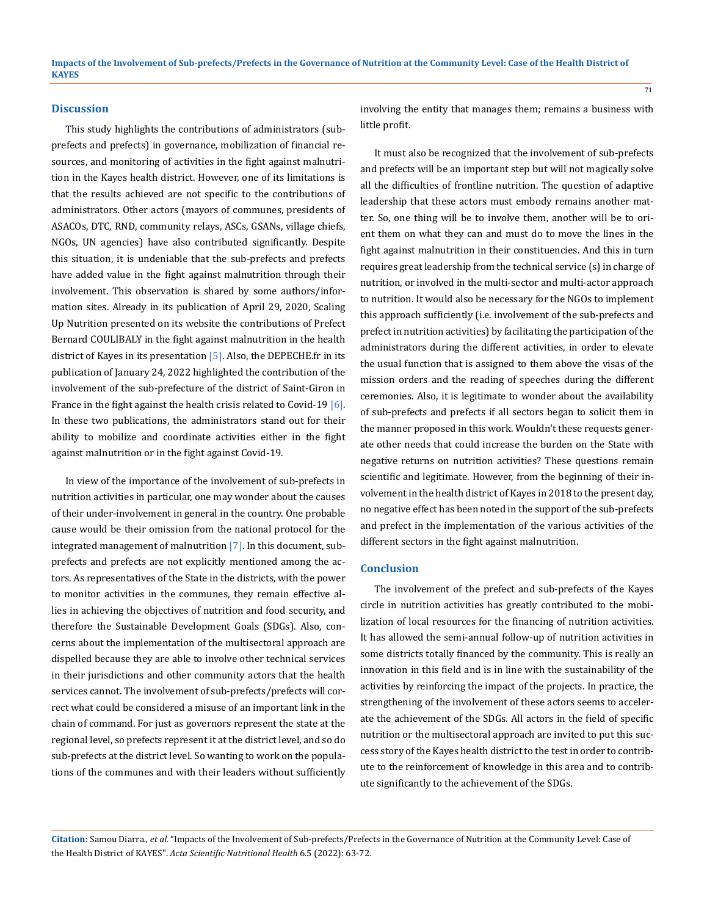## Discussion

This study highlights the contributions of administrators (sub-prefects and prefects) in governance, mobilization of financial resources, and monitoring of activities in the fight against malnutrition in the Kayes health district. However, one of its limitations is that the results achieved are not specific to the contributions of administrators. Other actors (mayors of communes, presidents of ASACOs, DTC, RND, community relays, ASCs, GSANs, village chiefs, NGOs, UN agencies) have also contributed significantly. Despite this situation, it is undeniable that the sub-prefects and prefects have added value in the fight against malnutrition through their involvement. This observation is shared by some authors/information sites. Already in its publication of April 29, 2020, Scaling Up Nutrition presented on its website the contributions of Prefect Bernard COULIBALY in the fight against malnutrition in the health district of Kayes in its presentation [5]. Also, the DEPECHE.fr in its publication of January 24, 2022 highlighted the contribution of the involvement of the sub-prefecture of the district of Saint-Giron in France in the fight against the health crisis related to Covid-19 [6]. In these two publications, the administrators stand out for their ability to mobilize and coordinate activities either in the fight against malnutrition or in the fight against Covid-19.

In view of the importance of the involvement of sub-prefects in nutrition activities in particular, one may wonder about the causes of their under-involvement in general in the country. One probable cause would be their omission from the national protocol for the integrated management of malnutrition [7]. In this document, sub-prefects and prefects are not explicitly mentioned among the actors. As representatives of the State in the districts, with the power to monitor activities in the communes, they remain effective allies in achieving the objectives of nutrition and food security, and therefore the Sustainable Development Goals (SDGs). Also, concerns about the implementation of the multisectoral approach are dispelled because they are able to involve other technical services in their jurisdictions and other community actors that the health services cannot. The involvement of sub-prefects/prefects will correct what could be considered a misuse of an important link in the chain of command. For just as governors represent the state at the regional level, so prefects represent it at the district level, and so do sub-prefects at the district level. So wanting to work on the populations of the communes and with their leaders without sufficiently involving the entity that manages them; remains a business with little profit.

It must also be recognized that the involvement of sub-prefects and prefects will be an important step but will not magically solve all the difficulties of frontline nutrition. The question of adaptive leadership that these actors must embody remains another matter. So, one thing will be to involve them, another will be to orient them on what they can and must do to move the lines in the fight against malnutrition in their constituencies. And this in turn requires great leadership from the technical service (s) in charge of nutrition, or involved in the multi-sector and multi-actor approach to nutrition. It would also be necessary for the NGOs to implement this approach sufficiently (i.e. involvement of the sub-prefects and prefect in nutrition activities) by facilitating the participation of the administrators during the different activities, in order to elevate the usual function that is assigned to them above the visas of the mission orders and the reading of speeches during the different ceremonies. Also, it is legitimate to wonder about the availability of sub-prefects and prefects if all sectors began to solicit them in the manner proposed in this work. Wouldn't these requests generate other needs that could increase the burden on the State with negative returns on nutrition activities? These questions remain scientific and legitimate. However, from the beginning of their involvement in the health district of Kayes in 2018 to the present day, no negative effect has been noted in the support of the sub-prefects and prefect in the implementation of the various activities of the different sectors in the fight against malnutrition.

## Conclusion

The involvement of the prefect and sub-prefects of the Kayes circle in nutrition activities has greatly contributed to the mobilization of local resources for the financing of nutrition activities. It has allowed the semi-annual follow-up of nutrition activities in some districts totally financed by the community. This is really an innovation in this field and is in line with the sustainability of the activities by reinforcing the impact of the projects. In practice, the strengthening of the involvement of these actors seems to accelerate the achievement of the SDGs. All actors in the field of specific nutrition or the multisectoral approach are invited to put this success story of the Kayes health district to the test in order to contribute to the reinforcement of knowledge in this area and to contribute significantly to the achievement of the SDGs.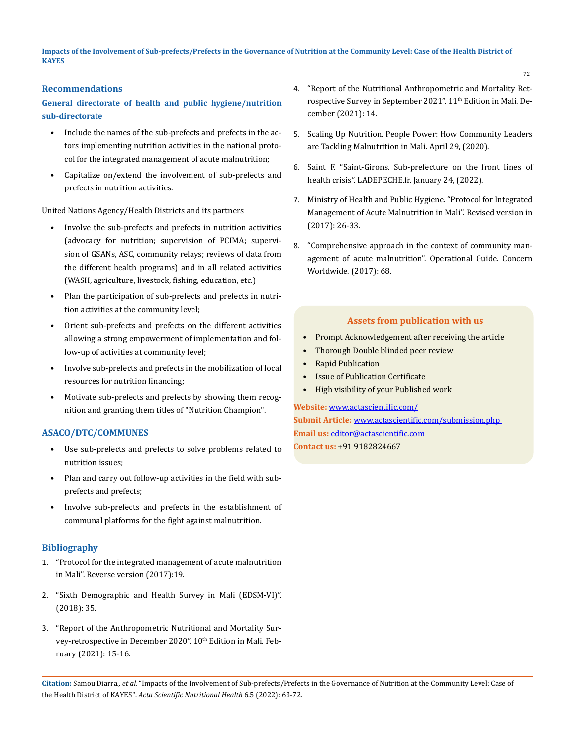## Recommendations

### General directorate of health and public hygiene/nutrition sub-directorate

- Include the names of the sub-prefects and prefects in the actors implementing nutrition activities in the national protocol for the integrated management of acute malnutrition;
- Capitalize on/extend the involvement of sub-prefects and prefects in nutrition activities.

United Nations Agency/Health Districts and its partners

- Involve the sub-prefects and prefects in nutrition activities (advocacy for nutrition; supervision of PCIMA; supervision of GSANs, ASC, community relays; reviews of data from the different health programs) and in all related activities (WASH, agriculture, livestock, fishing, education, etc.)
- Plan the participation of sub-prefects and prefects in nutrition activities at the community level;
- Orient sub-prefects and prefects on the different activities allowing a strong empowerment of implementation and follow-up of activities at community level;
- Involve sub-prefects and prefects in the mobilization of local resources for nutrition financing;
- Motivate sub-prefects and prefects by showing them recognition and granting them titles of "Nutrition Champion".

### ASACO/DTC/COMMUNES

- Use sub-prefects and prefects to solve problems related to nutrition issues;
- Plan and carry out follow-up activities in the field with sub-prefects and prefects;
- Involve sub-prefects and prefects in the establishment of communal platforms for the fight against malnutrition.

## Bibliography

1. "Protocol for the integrated management of acute malnutrition in Mali". Reverse version (2017):19.
2. "Sixth Demographic and Health Survey in Mali (EDSM-VI)". (2018): 35.
3. "Report of the Anthropometric Nutritional and Mortality Survey-retrospective in December 2020". 10th Edition in Mali. February (2021): 15-16.
4. "Report of the Nutritional Anthropometric and Mortality Retrospective Survey in September 2021". 11th Edition in Mali. December (2021): 14.
5. Scaling Up Nutrition. People Power: How Community Leaders are Tackling Malnutrition in Mali. April 29, (2020).
6. Saint F. "Saint-Girons. Sub-prefecture on the front lines of health crisis". LADEPECHE.fr. January 24, (2022).
7. Ministry of Health and Public Hygiene. "Protocol for Integrated Management of Acute Malnutrition in Mali". Revised version in (2017): 26-33.
8. "Comprehensive approach in the context of community management of acute malnutrition". Operational Guide. Concern Worldwide. (2017): 68.

**Assets from publication with us**

- Prompt Acknowledgement after receiving the article
- Thorough Double blinded peer review
- Rapid Publication
- Issue of Publication Certificate
- High visibility of your Published work

**Website:** www.actascientific.com/
**Submit Article:** www.actascientific.com/submission.php
**Email us:** editor@actascientific.com
**Contact us:** +91 9182824667